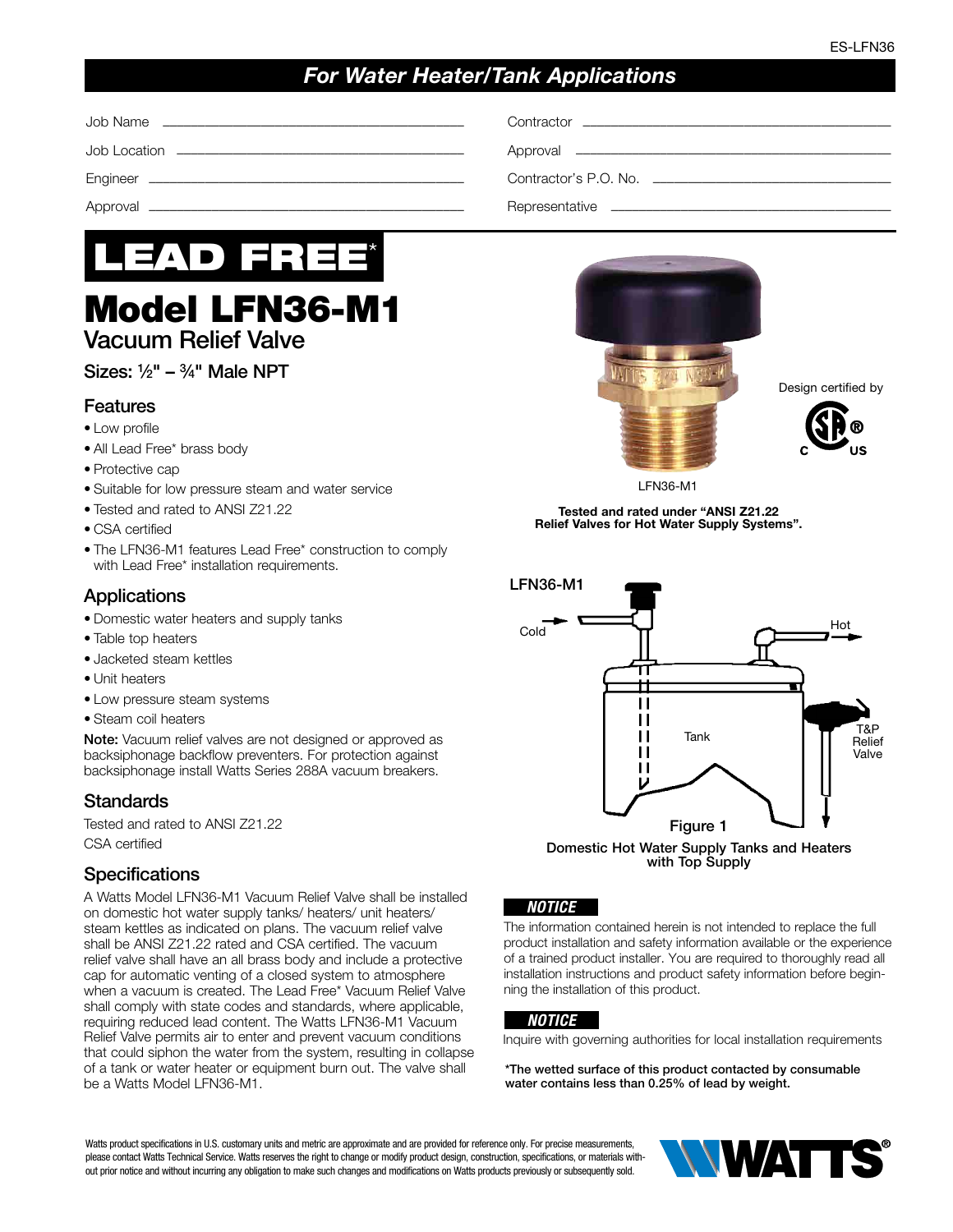ES-LFN36

# For Water Heater/Tank Applications

| | | | |
|---|---|---|---|
| Job Name | | Contractor | |
| Job Location | | Approval | |
| Engineer | | Contractor's P.O. No. | |
| Approval | | Representative | |

**LEAD FREE***

# Model LFN36-M1

## Vacuum Relief Valve

Sizes: ½" – ¾" Male NPT

### Features

- Low profile
- All Lead Free* brass body
- Protective cap
- Suitable for low pressure steam and water service
- Tested and rated to ANSI Z21.22
- CSA certified
- The LFN36-M1 features Lead Free* construction to comply with Lead Free* installation requirements.

### Applications

- Domestic water heaters and supply tanks
- Table top heaters
- Jacketed steam kettles
- Unit heaters
- Low pressure steam systems
- Steam coil heaters

**Note:** Vacuum relief valves are not designed or approved as backsiphonage backflow preventers. For protection against backsiphonage install Watts Series 288A vacuum breakers.

### Standards

Tested and rated to ANSI Z21.22
CSA certified

### Specifications

A Watts Model LFN36-M1 Vacuum Relief Valve shall be installed on domestic hot water supply tanks/ heaters/ unit heaters/ steam kettles as indicated on plans. The vacuum relief valve shall be ANSI Z21.22 rated and CSA certified. The vacuum relief valve shall have an all brass body and include a protective cap for automatic venting of a closed system to atmosphere when a vacuum is created. The Lead Free* Vacuum Relief Valve shall comply with state codes and standards, where applicable, requiring reduced lead content. The Watts LFN36-M1 Vacuum Relief Valve permits air to enter and prevent vacuum conditions that could siphon the water from the system, resulting in collapse of a tank or water heater or equipment burn out. The valve shall be a Watts Model LFN36-M1.

LFN36-M1

Design certified by

**Tested and rated under "ANSI Z21.22 Relief Valves for Hot Water Supply Systems".**

LFN36-M1

Cold

Hot

Tank

T&P Relief Valve

Figure 1

**Domestic Hot Water Supply Tanks and Heaters with Top Supply**

**NOTICE**

The information contained herein is not intended to replace the full product installation and safety information available or the experience of a trained product installer. You are required to thoroughly read all installation instructions and product safety information before beginning the installation of this product.

**NOTICE**

Inquire with governing authorities for local installation requirements

**\*The wetted surface of this product contacted by consumable water contains less than 0.25% of lead by weight.**

Watts product specifications in U.S. customary units and metric are approximate and are provided for reference only. For precise measurements, please contact Watts Technical Service. Watts reserves the right to change or modify product design, construction, specifications, or materials without prior notice and without incurring any obligation to make such changes and modifications on Watts products previously or subsequently sold.

WATTS®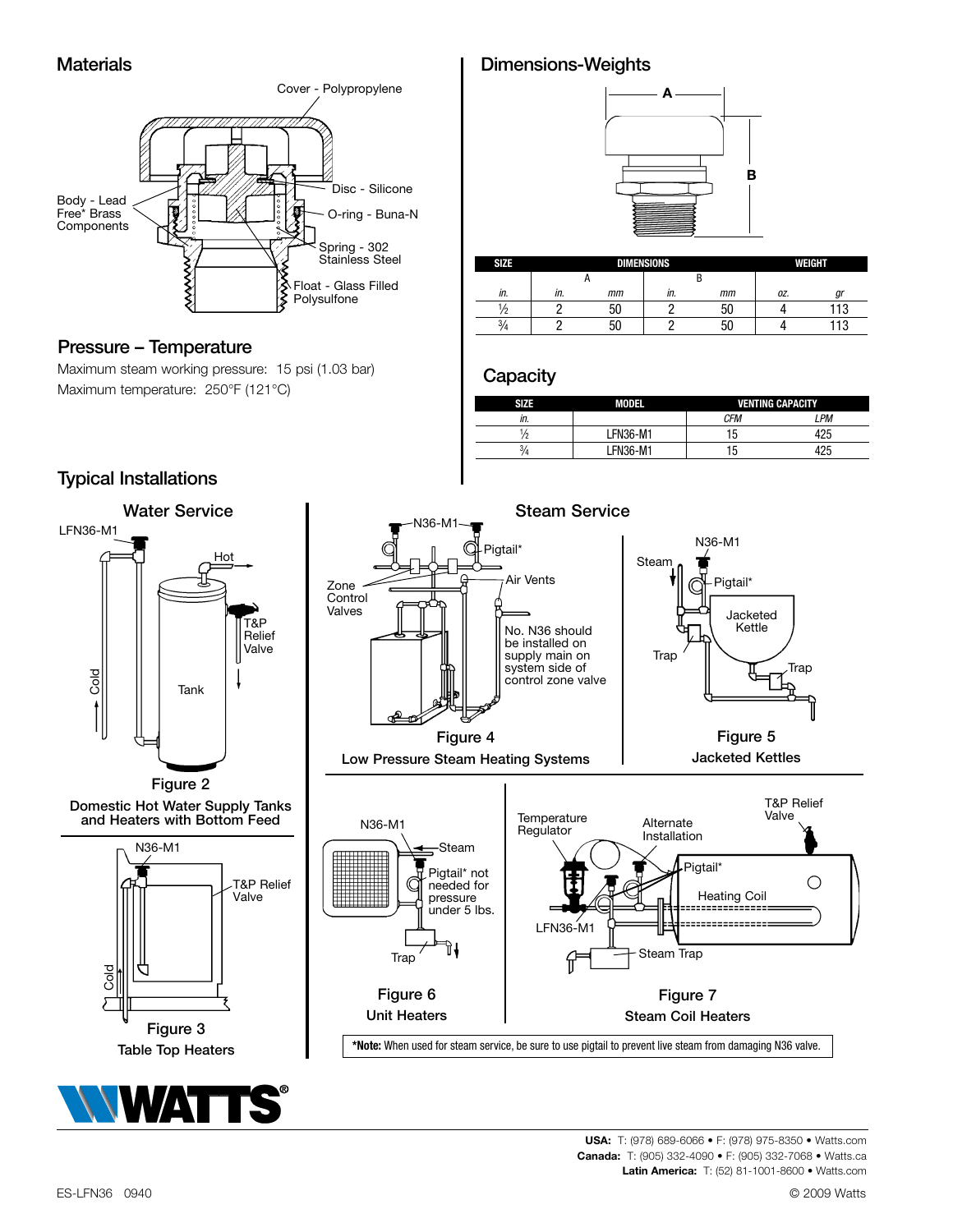## Materials

Cover - Polypropylene

Body - Lead Free* Brass Components

Disc - Silicone

O-ring - Buna-N

Spring - 302 Stainless Steel

Float - Glass Filled Polysulfone

## Pressure – Temperature

Maximum steam working pressure: 15 psi (1.03 bar)

Maximum temperature: 250°F (121°C)

## Dimensions-Weights

A

B

| SIZE | DIMENSIONS | | | | WEIGHT | |
|---|---|---|---|---|---|---|
| | A | | B | | | |
| *in.* | *in.* | *mm* | *in.* | *mm* | *oz.* | *gr* |
| ½ | 2 | 50 | 2 | 50 | 4 | 113 |
| ¾ | 2 | 50 | 2 | 50 | 4 | 113 |

## Capacity

| SIZE | MODEL | VENTING CAPACITY | |
|---|---|---|---|
| *in.* | | *CFM* | *LPM* |
| ½ | LFN36-M1 | 15 | 425 |
| ¾ | LFN36-M1 | 15 | 425 |

## Typical Installations

### Water Service

LFN36-M1

Hot

T&P Relief Valve

Cold

Tank

Figure 2

Domestic Hot Water Supply Tanks and Heaters with Bottom Feed

N36-M1

T&P Relief Valve

Cold

Figure 3

Table Top Heaters

### Steam Service

N36-M1

Pigtail*

Zone Control Valves

Air Vents

No. N36 should be installed on supply main on system side of control zone valve

Figure 4

Low Pressure Steam Heating Systems

N36-M1

Steam

Pigtail*

Jacketed Kettle

Trap

Trap

Figure 5

Jacketed Kettles

N36-M1

Steam

Pigtail* not needed for pressure under 5 lbs.

Trap

Figure 6

Unit Heaters

Temperature Regulator

Alternate Installation

T&P Relief Valve

Pigtail*

Heating Coil

LFN36-M1

Steam Trap

Figure 7

Steam Coil Heaters

**\*Note:** When used for steam service, be sure to use pigtail to prevent live steam from damaging N36 valve.

WATTS®

**USA:** T: (978) 689-6066 • F: (978) 975-8350 • Watts.com
**Canada:** T: (905) 332-4090 • F: (905) 332-7068 • Watts.ca
**Latin America:** T: (52) 81-1001-8600 • Watts.com

ES-LFN36 0940

© 2009 Watts